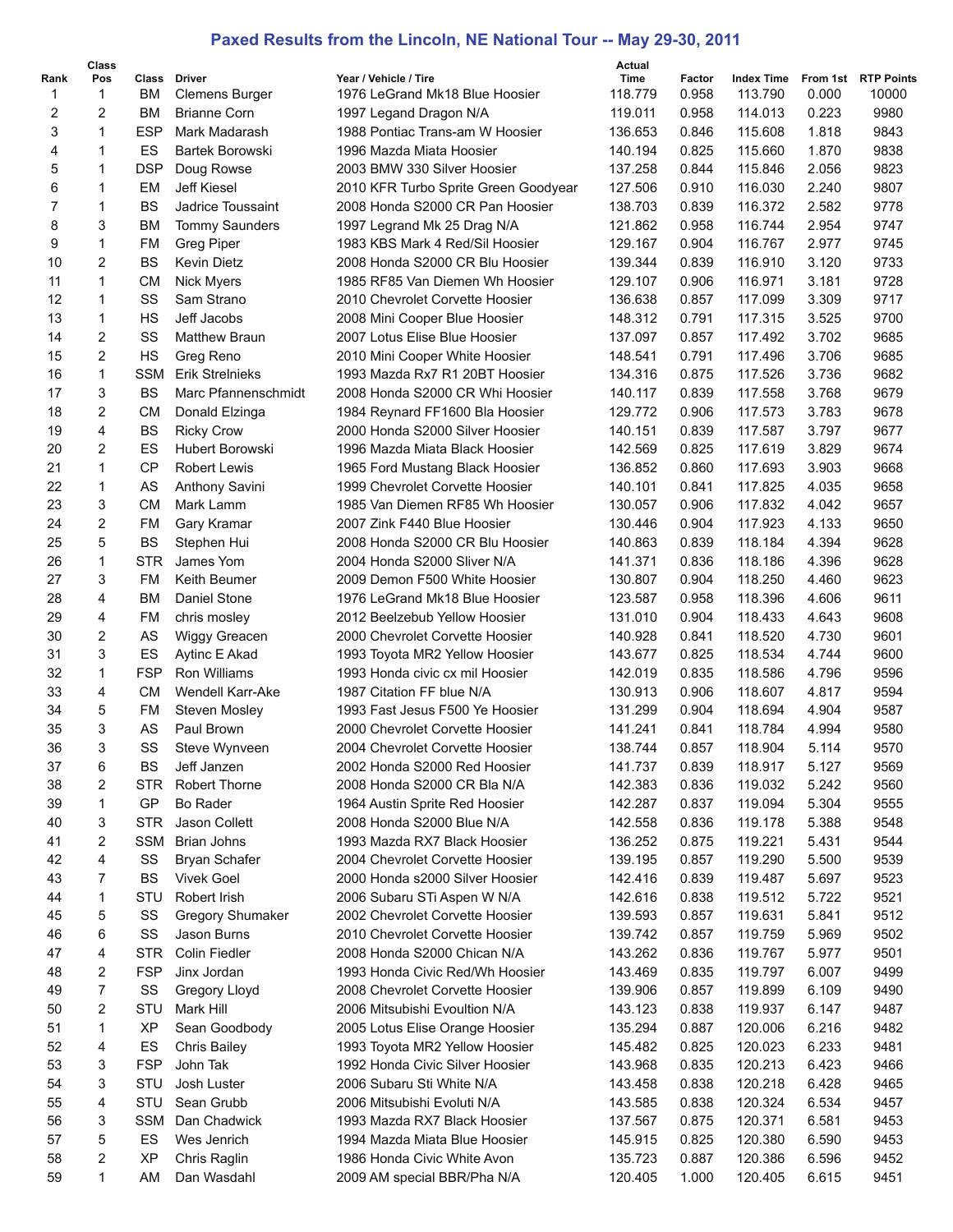# Paxed Results from the Lincoln, NE National Tour -- May 29-30, 2011

| Rank | Class Pos | Class | Driver | Year / Vehicle / Tire | Actual Time | Factor | Index Time | From 1st | RTP Points |
|---|---|---|---|---|---|---|---|---|---|
| 1 | 1 | BM | Clemens Burger | 1976 LeGrand Mk18 Blue Hoosier | 118.779 | 0.958 | 113.790 | 0.000 | 10000 |
| 2 | 2 | BM | Brianne Corn | 1997 Legand Dragon N/A | 119.011 | 0.958 | 114.013 | 0.223 | 9980 |
| 3 | 1 | ESP | Mark Madarash | 1988 Pontiac Trans-am W Hoosier | 136.653 | 0.846 | 115.608 | 1.818 | 9843 |
| 4 | 1 | ES | Bartek Borowski | 1996 Mazda Miata Hoosier | 140.194 | 0.825 | 115.660 | 1.870 | 9838 |
| 5 | 1 | DSP | Doug Rowse | 2003 BMW 330 Silver Hoosier | 137.258 | 0.844 | 115.846 | 2.056 | 9823 |
| 6 | 1 | EM | Jeff Kiesel | 2010 KFR Turbo Sprite Green Goodyear | 127.506 | 0.910 | 116.030 | 2.240 | 9807 |
| 7 | 1 | BS | Jadrice Toussaint | 2008 Honda S2000 CR Pan Hoosier | 138.703 | 0.839 | 116.372 | 2.582 | 9778 |
| 8 | 3 | BM | Tommy Saunders | 1997 Legrand Mk 25 Drag N/A | 121.862 | 0.958 | 116.744 | 2.954 | 9747 |
| 9 | 1 | FM | Greg Piper | 1983 KBS Mark 4 Red/Sil Hoosier | 129.167 | 0.904 | 116.767 | 2.977 | 9745 |
| 10 | 2 | BS | Kevin Dietz | 2008 Honda S2000 CR Blu Hoosier | 139.344 | 0.839 | 116.910 | 3.120 | 9733 |
| 11 | 1 | CM | Nick Myers | 1985 RF85 Van Diemen Wh Hoosier | 129.107 | 0.906 | 116.971 | 3.181 | 9728 |
| 12 | 1 | SS | Sam Strano | 2010 Chevrolet Corvette Hoosier | 136.638 | 0.857 | 117.099 | 3.309 | 9717 |
| 13 | 1 | HS | Jeff Jacobs | 2008 Mini Cooper Blue Hoosier | 148.312 | 0.791 | 117.315 | 3.525 | 9700 |
| 14 | 2 | SS | Matthew Braun | 2007 Lotus Elise Blue Hoosier | 137.097 | 0.857 | 117.492 | 3.702 | 9685 |
| 15 | 2 | HS | Greg Reno | 2010 Mini Cooper White Hoosier | 148.541 | 0.791 | 117.496 | 3.706 | 9685 |
| 16 | 1 | SSM | Erik Strelnieks | 1993 Mazda Rx7 R1 20BT Hoosier | 134.316 | 0.875 | 117.526 | 3.736 | 9682 |
| 17 | 3 | BS | Marc Pfannenschmidt | 2008 Honda S2000 CR Whi Hoosier | 140.117 | 0.839 | 117.558 | 3.768 | 9679 |
| 18 | 2 | CM | Donald Elzinga | 1984 Reynard FF1600 Bla Hoosier | 129.772 | 0.906 | 117.573 | 3.783 | 9678 |
| 19 | 4 | BS | Ricky Crow | 2000 Honda S2000 Silver Hoosier | 140.151 | 0.839 | 117.587 | 3.797 | 9677 |
| 20 | 2 | ES | Hubert Borowski | 1996 Mazda Miata Black Hoosier | 142.569 | 0.825 | 117.619 | 3.829 | 9674 |
| 21 | 1 | CP | Robert Lewis | 1965 Ford Mustang Black Hoosier | 136.852 | 0.860 | 117.693 | 3.903 | 9668 |
| 22 | 1 | AS | Anthony Savini | 1999 Chevrolet Corvette Hoosier | 140.101 | 0.841 | 117.825 | 4.035 | 9658 |
| 23 | 3 | CM | Mark Lamm | 1985 Van Diemen RF85 Wh Hoosier | 130.057 | 0.906 | 117.832 | 4.042 | 9657 |
| 24 | 2 | FM | Gary Kramar | 2007 Zink F440 Blue Hoosier | 130.446 | 0.904 | 117.923 | 4.133 | 9650 |
| 25 | 5 | BS | Stephen Hui | 2008 Honda S2000 CR Blu Hoosier | 140.863 | 0.839 | 118.184 | 4.394 | 9628 |
| 26 | 1 | STR | James Yom | 2004 Honda S2000 Sliver N/A | 141.371 | 0.836 | 118.186 | 4.396 | 9628 |
| 27 | 3 | FM | Keith Beumer | 2009 Demon F500 White Hoosier | 130.807 | 0.904 | 118.250 | 4.460 | 9623 |
| 28 | 4 | BM | Daniel Stone | 1976 LeGrand Mk18 Blue Hoosier | 123.587 | 0.958 | 118.396 | 4.606 | 9611 |
| 29 | 4 | FM | chris mosley | 2012 Beelzebub Yellow Hoosier | 131.010 | 0.904 | 118.433 | 4.643 | 9608 |
| 30 | 2 | AS | Wiggy Greacen | 2000 Chevrolet Corvette Hoosier | 140.928 | 0.841 | 118.520 | 4.730 | 9601 |
| 31 | 3 | ES | Aytinc E Akad | 1993 Toyota MR2 Yellow Hoosier | 143.677 | 0.825 | 118.534 | 4.744 | 9600 |
| 32 | 1 | FSP | Ron Williams | 1993 Honda civic cx mil Hoosier | 142.019 | 0.835 | 118.586 | 4.796 | 9596 |
| 33 | 4 | CM | Wendell Karr-Ake | 1987 Citation FF blue N/A | 130.913 | 0.906 | 118.607 | 4.817 | 9594 |
| 34 | 5 | FM | Steven Mosley | 1993 Fast Jesus F500 Ye Hoosier | 131.299 | 0.904 | 118.694 | 4.904 | 9587 |
| 35 | 3 | AS | Paul Brown | 2000 Chevrolet Corvette Hoosier | 141.241 | 0.841 | 118.784 | 4.994 | 9580 |
| 36 | 3 | SS | Steve Wynveen | 2004 Chevrolet Corvette Hoosier | 138.744 | 0.857 | 118.904 | 5.114 | 9570 |
| 37 | 6 | BS | Jeff Janzen | 2002 Honda S2000 Red Hoosier | 141.737 | 0.839 | 118.917 | 5.127 | 9569 |
| 38 | 2 | STR | Robert Thorne | 2008 Honda S2000 CR Bla N/A | 142.383 | 0.836 | 119.032 | 5.242 | 9560 |
| 39 | 1 | GP | Bo Rader | 1964 Austin Sprite Red Hoosier | 142.287 | 0.837 | 119.094 | 5.304 | 9555 |
| 40 | 3 | STR | Jason Collett | 2008 Honda S2000 Blue N/A | 142.558 | 0.836 | 119.178 | 5.388 | 9548 |
| 41 | 2 | SSM | Brian Johns | 1993 Mazda RX7 Black Hoosier | 136.252 | 0.875 | 119.221 | 5.431 | 9544 |
| 42 | 4 | SS | Bryan Schafer | 2004 Chevrolet Corvette Hoosier | 139.195 | 0.857 | 119.290 | 5.500 | 9539 |
| 43 | 7 | BS | Vivek Goel | 2000 Honda s2000 Silver Hoosier | 142.416 | 0.839 | 119.487 | 5.697 | 9523 |
| 44 | 1 | STU | Robert Irish | 2006 Subaru STi Aspen W N/A | 142.616 | 0.838 | 119.512 | 5.722 | 9521 |
| 45 | 5 | SS | Gregory Shumaker | 2002 Chevrolet Corvette Hoosier | 139.593 | 0.857 | 119.631 | 5.841 | 9512 |
| 46 | 6 | SS | Jason Burns | 2010 Chevrolet Corvette Hoosier | 139.742 | 0.857 | 119.759 | 5.969 | 9502 |
| 47 | 4 | STR | Colin Fiedler | 2008 Honda S2000 Chican N/A | 143.262 | 0.836 | 119.767 | 5.977 | 9501 |
| 48 | 2 | FSP | Jinx Jordan | 1993 Honda Civic Red/Wh Hoosier | 143.469 | 0.835 | 119.797 | 6.007 | 9499 |
| 49 | 7 | SS | Gregory Lloyd | 2008 Chevrolet Corvette Hoosier | 139.906 | 0.857 | 119.899 | 6.109 | 9490 |
| 50 | 2 | STU | Mark Hill | 2006 Mitsubishi Evoultion N/A | 143.123 | 0.838 | 119.937 | 6.147 | 9487 |
| 51 | 1 | XP | Sean Goodbody | 2005 Lotus Elise Orange Hoosier | 135.294 | 0.887 | 120.006 | 6.216 | 9482 |
| 52 | 4 | ES | Chris Bailey | 1993 Toyota MR2 Yellow Hoosier | 145.482 | 0.825 | 120.023 | 6.233 | 9481 |
| 53 | 3 | FSP | John Tak | 1992 Honda Civic Silver Hoosier | 143.968 | 0.835 | 120.213 | 6.423 | 9466 |
| 54 | 3 | STU | Josh Luster | 2006 Subaru Sti White N/A | 143.458 | 0.838 | 120.218 | 6.428 | 9465 |
| 55 | 4 | STU | Sean Grubb | 2006 Mitsubishi Evoluti N/A | 143.585 | 0.838 | 120.324 | 6.534 | 9457 |
| 56 | 3 | SSM | Dan Chadwick | 1993 Mazda RX7 Black Hoosier | 137.567 | 0.875 | 120.371 | 6.581 | 9453 |
| 57 | 5 | ES | Wes Jenrich | 1994 Mazda Miata Blue Hoosier | 145.915 | 0.825 | 120.380 | 6.590 | 9453 |
| 58 | 2 | XP | Chris Raglin | 1986 Honda Civic White Avon | 135.723 | 0.887 | 120.386 | 6.596 | 9452 |
| 59 | 1 | AM | Dan Wasdahl | 2009 AM special BBR/Pha N/A | 120.405 | 1.000 | 120.405 | 6.615 | 9451 |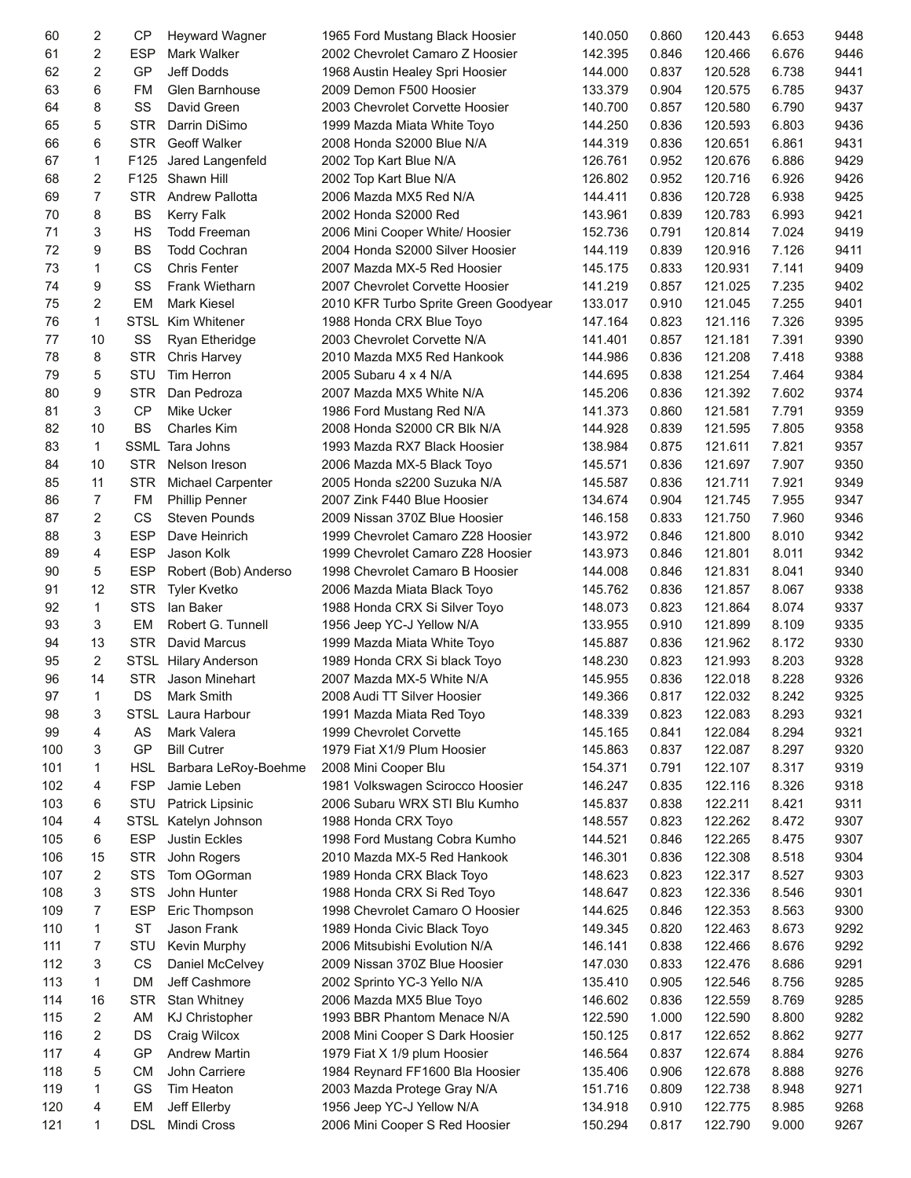| | | | | | | | | | |
|---|---|---|---|---|---|---|---|---|---|
| 60 | 2 | CP | Heyward Wagner | 1965 Ford Mustang Black Hoosier | 140.050 | 0.860 | 120.443 | 6.653 | 9448 |
| 61 | 2 | ESP | Mark Walker | 2002 Chevrolet Camaro Z Hoosier | 142.395 | 0.846 | 120.466 | 6.676 | 9446 |
| 62 | 2 | GP | Jeff Dodds | 1968 Austin Healey Spri Hoosier | 144.000 | 0.837 | 120.528 | 6.738 | 9441 |
| 63 | 6 | FM | Glen Barnhouse | 2009 Demon F500 Hoosier | 133.379 | 0.904 | 120.575 | 6.785 | 9437 |
| 64 | 8 | SS | David Green | 2003 Chevrolet Corvette Hoosier | 140.700 | 0.857 | 120.580 | 6.790 | 9437 |
| 65 | 5 | STR | Darrin DiSimo | 1999 Mazda Miata White Toyo | 144.250 | 0.836 | 120.593 | 6.803 | 9436 |
| 66 | 6 | STR | Geoff Walker | 2008 Honda S2000 Blue N/A | 144.319 | 0.836 | 120.651 | 6.861 | 9431 |
| 67 | 1 | F125 | Jared Langenfeld | 2002 Top Kart Blue N/A | 126.761 | 0.952 | 120.676 | 6.886 | 9429 |
| 68 | 2 | F125 | Shawn Hill | 2002 Top Kart Blue N/A | 126.802 | 0.952 | 120.716 | 6.926 | 9426 |
| 69 | 7 | STR | Andrew Pallotta | 2006 Mazda MX5 Red N/A | 144.411 | 0.836 | 120.728 | 6.938 | 9425 |
| 70 | 8 | BS | Kerry Falk | 2002 Honda S2000 Red | 143.961 | 0.839 | 120.783 | 6.993 | 9421 |
| 71 | 3 | HS | Todd Freeman | 2006 Mini Cooper White/ Hoosier | 152.736 | 0.791 | 120.814 | 7.024 | 9419 |
| 72 | 9 | BS | Todd Cochran | 2004 Honda S2000 Silver Hoosier | 144.119 | 0.839 | 120.916 | 7.126 | 9411 |
| 73 | 1 | CS | Chris Fenter | 2007 Mazda MX-5 Red Hoosier | 145.175 | 0.833 | 120.931 | 7.141 | 9409 |
| 74 | 9 | SS | Frank Wietharn | 2007 Chevrolet Corvette Hoosier | 141.219 | 0.857 | 121.025 | 7.235 | 9402 |
| 75 | 2 | EM | Mark Kiesel | 2010 KFR Turbo Sprite Green Goodyear | 133.017 | 0.910 | 121.045 | 7.255 | 9401 |
| 76 | 1 | STSL | Kim Whitener | 1988 Honda CRX Blue Toyo | 147.164 | 0.823 | 121.116 | 7.326 | 9395 |
| 77 | 10 | SS | Ryan Etheridge | 2003 Chevrolet Corvette N/A | 141.401 | 0.857 | 121.181 | 7.391 | 9390 |
| 78 | 8 | STR | Chris Harvey | 2010 Mazda MX5 Red Hankook | 144.986 | 0.836 | 121.208 | 7.418 | 9388 |
| 79 | 5 | STU | Tim Herron | 2005 Subaru 4 x 4 N/A | 144.695 | 0.838 | 121.254 | 7.464 | 9384 |
| 80 | 9 | STR | Dan Pedroza | 2007 Mazda MX5 White N/A | 145.206 | 0.836 | 121.392 | 7.602 | 9374 |
| 81 | 3 | CP | Mike Ucker | 1986 Ford Mustang Red N/A | 141.373 | 0.860 | 121.581 | 7.791 | 9359 |
| 82 | 10 | BS | Charles Kim | 2008 Honda S2000 CR Blk N/A | 144.928 | 0.839 | 121.595 | 7.805 | 9358 |
| 83 | 1 | SSML | Tara Johns | 1993 Mazda RX7 Black Hoosier | 138.984 | 0.875 | 121.611 | 7.821 | 9357 |
| 84 | 10 | STR | Nelson Ireson | 2006 Mazda MX-5 Black Toyo | 145.571 | 0.836 | 121.697 | 7.907 | 9350 |
| 85 | 11 | STR | Michael Carpenter | 2005 Honda s2200 Suzuka N/A | 145.587 | 0.836 | 121.711 | 7.921 | 9349 |
| 86 | 7 | FM | Phillip Penner | 2007 Zink F440 Blue Hoosier | 134.674 | 0.904 | 121.745 | 7.955 | 9347 |
| 87 | 2 | CS | Steven Pounds | 2009 Nissan 370Z Blue Hoosier | 146.158 | 0.833 | 121.750 | 7.960 | 9346 |
| 88 | 3 | ESP | Dave Heinrich | 1999 Chevrolet Camaro Z28 Hoosier | 143.972 | 0.846 | 121.800 | 8.010 | 9342 |
| 89 | 4 | ESP | Jason Kolk | 1999 Chevrolet Camaro Z28 Hoosier | 143.973 | 0.846 | 121.801 | 8.011 | 9342 |
| 90 | 5 | ESP | Robert (Bob) Anderso | 1998 Chevrolet Camaro B Hoosier | 144.008 | 0.846 | 121.831 | 8.041 | 9340 |
| 91 | 12 | STR | Tyler Kvetko | 2006 Mazda Miata Black Toyo | 145.762 | 0.836 | 121.857 | 8.067 | 9338 |
| 92 | 1 | STS | Ian Baker | 1988 Honda CRX Si Silver Toyo | 148.073 | 0.823 | 121.864 | 8.074 | 9337 |
| 93 | 3 | EM | Robert G. Tunnell | 1956 Jeep YC-J Yellow N/A | 133.955 | 0.910 | 121.899 | 8.109 | 9335 |
| 94 | 13 | STR | David Marcus | 1999 Mazda Miata White Toyo | 145.887 | 0.836 | 121.962 | 8.172 | 9330 |
| 95 | 2 | STSL | Hilary Anderson | 1989 Honda CRX Si black Toyo | 148.230 | 0.823 | 121.993 | 8.203 | 9328 |
| 96 | 14 | STR | Jason Minehart | 2007 Mazda MX-5 White N/A | 145.955 | 0.836 | 122.018 | 8.228 | 9326 |
| 97 | 1 | DS | Mark Smith | 2008 Audi TT Silver Hoosier | 149.366 | 0.817 | 122.032 | 8.242 | 9325 |
| 98 | 3 | STSL | Laura Harbour | 1991 Mazda Miata Red Toyo | 148.339 | 0.823 | 122.083 | 8.293 | 9321 |
| 99 | 4 | AS | Mark Valera | 1999 Chevrolet Corvette | 145.165 | 0.841 | 122.084 | 8.294 | 9321 |
| 100 | 3 | GP | Bill Cutrer | 1979 Fiat X1/9 Plum Hoosier | 145.863 | 0.837 | 122.087 | 8.297 | 9320 |
| 101 | 1 | HSL | Barbara LeRoy-Boehme | 2008 Mini Cooper Blu | 154.371 | 0.791 | 122.107 | 8.317 | 9319 |
| 102 | 4 | FSP | Jamie Leben | 1981 Volkswagen Scirocco Hoosier | 146.247 | 0.835 | 122.116 | 8.326 | 9318 |
| 103 | 6 | STU | Patrick Lipsinic | 2006 Subaru WRX STI Blu Kumho | 145.837 | 0.838 | 122.211 | 8.421 | 9311 |
| 104 | 4 | STSL | Katelyn Johnson | 1988 Honda CRX Toyo | 148.557 | 0.823 | 122.262 | 8.472 | 9307 |
| 105 | 6 | ESP | Justin Eckles | 1998 Ford Mustang Cobra Kumho | 144.521 | 0.846 | 122.265 | 8.475 | 9307 |
| 106 | 15 | STR | John Rogers | 2010 Mazda MX-5 Red Hankook | 146.301 | 0.836 | 122.308 | 8.518 | 9304 |
| 107 | 2 | STS | Tom OGorman | 1989 Honda CRX Black Toyo | 148.623 | 0.823 | 122.317 | 8.527 | 9303 |
| 108 | 3 | STS | John Hunter | 1988 Honda CRX Si Red Toyo | 148.647 | 0.823 | 122.336 | 8.546 | 9301 |
| 109 | 7 | ESP | Eric Thompson | 1998 Chevrolet Camaro O Hoosier | 144.625 | 0.846 | 122.353 | 8.563 | 9300 |
| 110 | 1 | ST | Jason Frank | 1989 Honda Civic Black Toyo | 149.345 | 0.820 | 122.463 | 8.673 | 9292 |
| 111 | 7 | STU | Kevin Murphy | 2006 Mitsubishi Evolution N/A | 146.141 | 0.838 | 122.466 | 8.676 | 9292 |
| 112 | 3 | CS | Daniel McCelvey | 2009 Nissan 370Z Blue Hoosier | 147.030 | 0.833 | 122.476 | 8.686 | 9291 |
| 113 | 1 | DM | Jeff Cashmore | 2002 Sprinto YC-3 Yello N/A | 135.410 | 0.905 | 122.546 | 8.756 | 9285 |
| 114 | 16 | STR | Stan Whitney | 2006 Mazda MX5 Blue Toyo | 146.602 | 0.836 | 122.559 | 8.769 | 9285 |
| 115 | 2 | AM | KJ Christopher | 1993 BBR Phantom Menace N/A | 122.590 | 1.000 | 122.590 | 8.800 | 9282 |
| 116 | 2 | DS | Craig Wilcox | 2008 Mini Cooper S Dark Hoosier | 150.125 | 0.817 | 122.652 | 8.862 | 9277 |
| 117 | 4 | GP | Andrew Martin | 1979 Fiat X 1/9 plum Hoosier | 146.564 | 0.837 | 122.674 | 8.884 | 9276 |
| 118 | 5 | CM | John Carriere | 1984 Reynard FF1600 Bla Hoosier | 135.406 | 0.906 | 122.678 | 8.888 | 9276 |
| 119 | 1 | GS | Tim Heaton | 2003 Mazda Protege Gray N/A | 151.716 | 0.809 | 122.738 | 8.948 | 9271 |
| 120 | 4 | EM | Jeff Ellerby | 1956 Jeep YC-J Yellow N/A | 134.918 | 0.910 | 122.775 | 8.985 | 9268 |
| 121 | 1 | DSL | Mindi Cross | 2006 Mini Cooper S Red Hoosier | 150.294 | 0.817 | 122.790 | 9.000 | 9267 |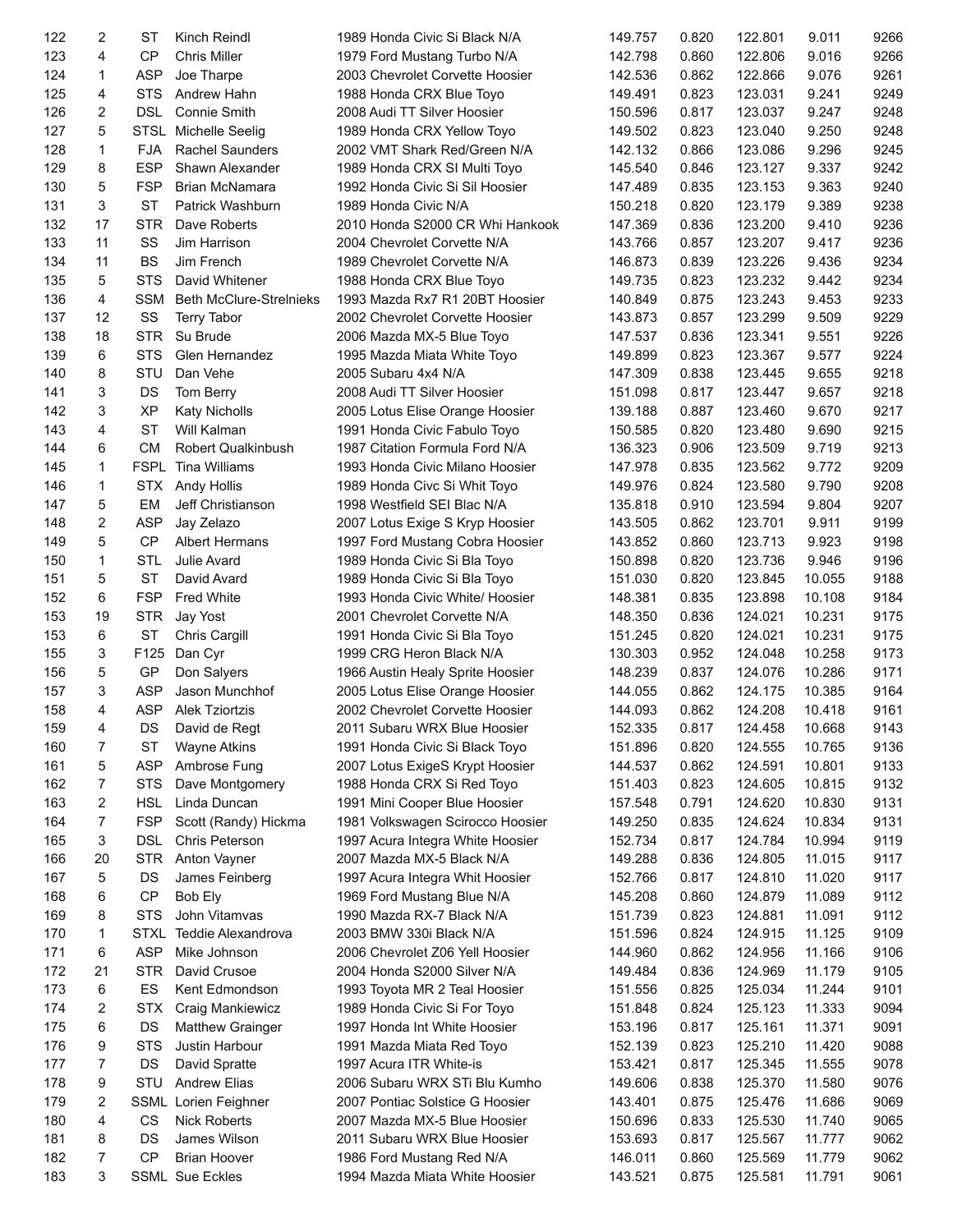| | | | | | | | | | |
|---|---|---|---|---|---|---|---|---|---|
| 122 | 2 | ST | Kinch Reindl | 1989 Honda Civic Si Black N/A | 149.757 | 0.820 | 122.801 | 9.011 | 9266 |
| 123 | 4 | CP | Chris Miller | 1979 Ford Mustang Turbo N/A | 142.798 | 0.860 | 122.806 | 9.016 | 9266 |
| 124 | 1 | ASP | Joe Tharpe | 2003 Chevrolet Corvette Hoosier | 142.536 | 0.862 | 122.866 | 9.076 | 9261 |
| 125 | 4 | STS | Andrew Hahn | 1988 Honda CRX Blue Toyo | 149.491 | 0.823 | 123.031 | 9.241 | 9249 |
| 126 | 2 | DSL | Connie Smith | 2008 Audi TT Silver Hoosier | 150.596 | 0.817 | 123.037 | 9.247 | 9248 |
| 127 | 5 | STSL | Michelle Seelig | 1989 Honda CRX Yellow Toyo | 149.502 | 0.823 | 123.040 | 9.250 | 9248 |
| 128 | 1 | FJA | Rachel Saunders | 2002 VMT Shark Red/Green N/A | 142.132 | 0.866 | 123.086 | 9.296 | 9245 |
| 129 | 8 | ESP | Shawn Alexander | 1989 Honda CRX SI Multi Toyo | 145.540 | 0.846 | 123.127 | 9.337 | 9242 |
| 130 | 5 | FSP | Brian McNamara | 1992 Honda Civic Si Sil Hoosier | 147.489 | 0.835 | 123.153 | 9.363 | 9240 |
| 131 | 3 | ST | Patrick Washburn | 1989 Honda Civic N/A | 150.218 | 0.820 | 123.179 | 9.389 | 9238 |
| 132 | 17 | STR | Dave Roberts | 2010 Honda S2000 CR Whi Hankook | 147.369 | 0.836 | 123.200 | 9.410 | 9236 |
| 133 | 11 | SS | Jim Harrison | 2004 Chevrolet Corvette N/A | 143.766 | 0.857 | 123.207 | 9.417 | 9236 |
| 134 | 11 | BS | Jim French | 1989 Chevrolet Corvette N/A | 146.873 | 0.839 | 123.226 | 9.436 | 9234 |
| 135 | 5 | STS | David Whitener | 1988 Honda CRX Blue Toyo | 149.735 | 0.823 | 123.232 | 9.442 | 9234 |
| 136 | 4 | SSM | Beth McClure-Strelnieks | 1993 Mazda Rx7 R1 20BT Hoosier | 140.849 | 0.875 | 123.243 | 9.453 | 9233 |
| 137 | 12 | SS | Terry Tabor | 2002 Chevrolet Corvette Hoosier | 143.873 | 0.857 | 123.299 | 9.509 | 9229 |
| 138 | 18 | STR | Su Brude | 2006 Mazda MX-5 Blue Toyo | 147.537 | 0.836 | 123.341 | 9.551 | 9226 |
| 139 | 6 | STS | Glen Hernandez | 1995 Mazda Miata White Toyo | 149.899 | 0.823 | 123.367 | 9.577 | 9224 |
| 140 | 8 | STU | Dan Vehe | 2005 Subaru 4x4 N/A | 147.309 | 0.838 | 123.445 | 9.655 | 9218 |
| 141 | 3 | DS | Tom Berry | 2008 Audi TT Silver Hoosier | 151.098 | 0.817 | 123.447 | 9.657 | 9218 |
| 142 | 3 | XP | Katy Nicholls | 2005 Lotus Elise Orange Hoosier | 139.188 | 0.887 | 123.460 | 9.670 | 9217 |
| 143 | 4 | ST | Will Kalman | 1991 Honda Civic Fabulo Toyo | 150.585 | 0.820 | 123.480 | 9.690 | 9215 |
| 144 | 6 | CM | Robert Qualkinbush | 1987 Citation Formula Ford N/A | 136.323 | 0.906 | 123.509 | 9.719 | 9213 |
| 145 | 1 | FSPL | Tina Williams | 1993 Honda Civic Milano Hoosier | 147.978 | 0.835 | 123.562 | 9.772 | 9209 |
| 146 | 1 | STX | Andy Hollis | 1989 Honda Civc Si Whit Toyo | 149.976 | 0.824 | 123.580 | 9.790 | 9208 |
| 147 | 5 | EM | Jeff Christianson | 1998 Westfield SEI Blac N/A | 135.818 | 0.910 | 123.594 | 9.804 | 9207 |
| 148 | 2 | ASP | Jay Zelazo | 2007 Lotus Exige S Kryp Hoosier | 143.505 | 0.862 | 123.701 | 9.911 | 9199 |
| 149 | 5 | CP | Albert Hermans | 1997 Ford Mustang Cobra Hoosier | 143.852 | 0.860 | 123.713 | 9.923 | 9198 |
| 150 | 1 | STL | Julie Avard | 1989 Honda Civic Si Bla Toyo | 150.898 | 0.820 | 123.736 | 9.946 | 9196 |
| 151 | 5 | ST | David Avard | 1989 Honda Civic Si Bla Toyo | 151.030 | 0.820 | 123.845 | 10.055 | 9188 |
| 152 | 6 | FSP | Fred White | 1993 Honda Civic White/ Hoosier | 148.381 | 0.835 | 123.898 | 10.108 | 9184 |
| 153 | 19 | STR | Jay Yost | 2001 Chevrolet Corvette N/A | 148.350 | 0.836 | 124.021 | 10.231 | 9175 |
| 153 | 6 | ST | Chris Cargill | 1991 Honda Civic Si Bla Toyo | 151.245 | 0.820 | 124.021 | 10.231 | 9175 |
| 155 | 3 | F125 | Dan Cyr | 1999 CRG Heron Black N/A | 130.303 | 0.952 | 124.048 | 10.258 | 9173 |
| 156 | 5 | GP | Don Salyers | 1966 Austin Healy Sprite Hoosier | 148.239 | 0.837 | 124.076 | 10.286 | 9171 |
| 157 | 3 | ASP | Jason Munchhof | 2005 Lotus Elise Orange Hoosier | 144.055 | 0.862 | 124.175 | 10.385 | 9164 |
| 158 | 4 | ASP | Alek Tziortzis | 2002 Chevrolet Corvette Hoosier | 144.093 | 0.862 | 124.208 | 10.418 | 9161 |
| 159 | 4 | DS | David de Regt | 2011 Subaru WRX Blue Hoosier | 152.335 | 0.817 | 124.458 | 10.668 | 9143 |
| 160 | 7 | ST | Wayne Atkins | 1991 Honda Civic Si Black Toyo | 151.896 | 0.820 | 124.555 | 10.765 | 9136 |
| 161 | 5 | ASP | Ambrose Fung | 2007 Lotus ExigeS Krypt Hoosier | 144.537 | 0.862 | 124.591 | 10.801 | 9133 |
| 162 | 7 | STS | Dave Montgomery | 1988 Honda CRX Si Red Toyo | 151.403 | 0.823 | 124.605 | 10.815 | 9132 |
| 163 | 2 | HSL | Linda Duncan | 1991 Mini Cooper Blue Hoosier | 157.548 | 0.791 | 124.620 | 10.830 | 9131 |
| 164 | 7 | FSP | Scott (Randy) Hickma | 1981 Volkswagen Scirocco Hoosier | 149.250 | 0.835 | 124.624 | 10.834 | 9131 |
| 165 | 3 | DSL | Chris Peterson | 1997 Acura Integra White Hoosier | 152.734 | 0.817 | 124.784 | 10.994 | 9119 |
| 166 | 20 | STR | Anton Vayner | 2007 Mazda MX-5 Black N/A | 149.288 | 0.836 | 124.805 | 11.015 | 9117 |
| 167 | 5 | DS | James Feinberg | 1997 Acura Integra Whit Hoosier | 152.766 | 0.817 | 124.810 | 11.020 | 9117 |
| 168 | 6 | CP | Bob Ely | 1969 Ford Mustang Blue N/A | 145.208 | 0.860 | 124.879 | 11.089 | 9112 |
| 169 | 8 | STS | John Vitamvas | 1990 Mazda RX-7 Black N/A | 151.739 | 0.823 | 124.881 | 11.091 | 9112 |
| 170 | 1 | STXL | Teddie Alexandrova | 2003 BMW 330i Black N/A | 151.596 | 0.824 | 124.915 | 11.125 | 9109 |
| 171 | 6 | ASP | Mike Johnson | 2006 Chevrolet Z06 Yell Hoosier | 144.960 | 0.862 | 124.956 | 11.166 | 9106 |
| 172 | 21 | STR | David Crusoe | 2004 Honda S2000 Silver N/A | 149.484 | 0.836 | 124.969 | 11.179 | 9105 |
| 173 | 6 | ES | Kent Edmondson | 1993 Toyota MR 2 Teal Hoosier | 151.556 | 0.825 | 125.034 | 11.244 | 9101 |
| 174 | 2 | STX | Craig Mankiewicz | 1989 Honda Civic Si For Toyo | 151.848 | 0.824 | 125.123 | 11.333 | 9094 |
| 175 | 6 | DS | Matthew Grainger | 1997 Honda Int White Hoosier | 153.196 | 0.817 | 125.161 | 11.371 | 9091 |
| 176 | 9 | STS | Justin Harbour | 1991 Mazda Miata Red Toyo | 152.139 | 0.823 | 125.210 | 11.420 | 9088 |
| 177 | 7 | DS | David Spratte | 1997 Acura ITR White-is | 153.421 | 0.817 | 125.345 | 11.555 | 9078 |
| 178 | 9 | STU | Andrew Elias | 2006 Subaru WRX STi Blu Kumho | 149.606 | 0.838 | 125.370 | 11.580 | 9076 |
| 179 | 2 | SSML | Lorien Feighner | 2007 Pontiac Solstice G Hoosier | 143.401 | 0.875 | 125.476 | 11.686 | 9069 |
| 180 | 4 | CS | Nick Roberts | 2007 Mazda MX-5 Blue Hoosier | 150.696 | 0.833 | 125.530 | 11.740 | 9065 |
| 181 | 8 | DS | James Wilson | 2011 Subaru WRX Blue Hoosier | 153.693 | 0.817 | 125.567 | 11.777 | 9062 |
| 182 | 7 | CP | Brian Hoover | 1986 Ford Mustang Red N/A | 146.011 | 0.860 | 125.569 | 11.779 | 9062 |
| 183 | 3 | SSML | Sue Eckles | 1994 Mazda Miata White Hoosier | 143.521 | 0.875 | 125.581 | 11.791 | 9061 |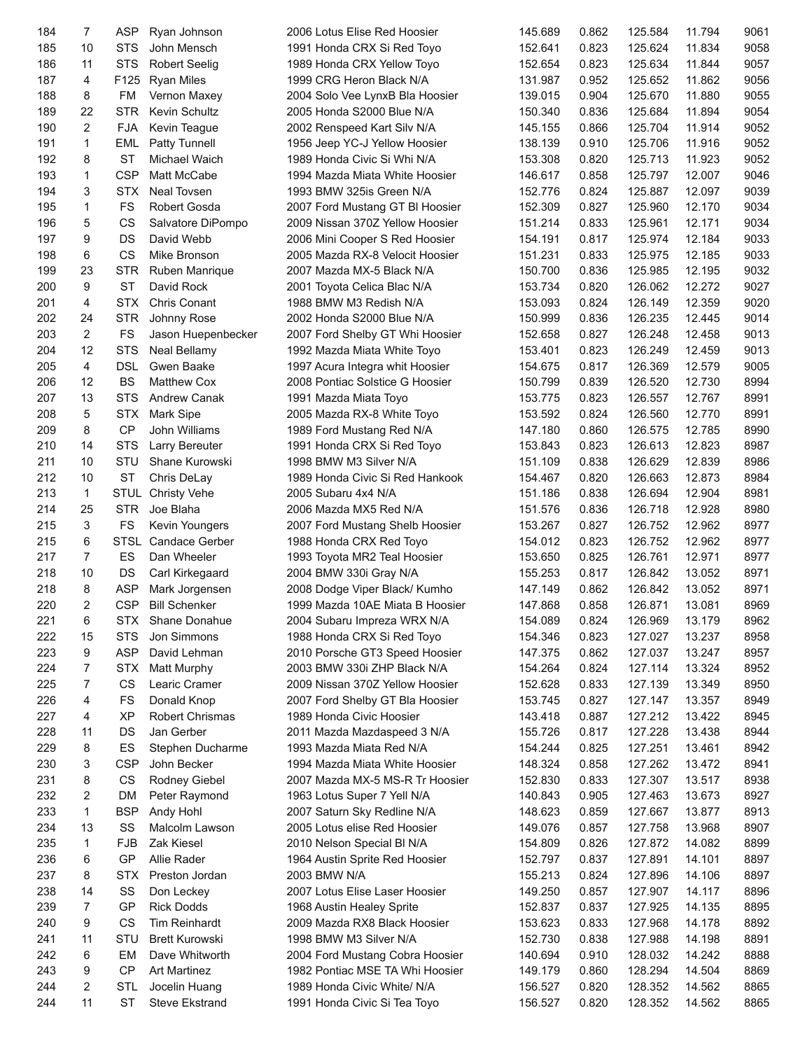| | | | | | | | | | |
|---|---|---|---|---|---|---|---|---|---|
| 184 | 7 | ASP | Ryan Johnson | 2006 Lotus Elise Red Hoosier | 145.689 | 0.862 | 125.584 | 11.794 | 9061 |
| 185 | 10 | STS | John Mensch | 1991 Honda CRX Si Red Toyo | 152.641 | 0.823 | 125.624 | 11.834 | 9058 |
| 186 | 11 | STS | Robert Seelig | 1989 Honda CRX Yellow Toyo | 152.654 | 0.823 | 125.634 | 11.844 | 9057 |
| 187 | 4 | F125 | Ryan Miles | 1999 CRG Heron Black N/A | 131.987 | 0.952 | 125.652 | 11.862 | 9056 |
| 188 | 8 | FM | Vernon Maxey | 2004 Solo Vee LynxB Bla Hoosier | 139.015 | 0.904 | 125.670 | 11.880 | 9055 |
| 189 | 22 | STR | Kevin Schultz | 2005 Honda S2000 Blue N/A | 150.340 | 0.836 | 125.684 | 11.894 | 9054 |
| 190 | 2 | FJA | Kevin Teague | 2002 Renspeed Kart Silv N/A | 145.155 | 0.866 | 125.704 | 11.914 | 9052 |
| 191 | 1 | EML | Patty Tunnell | 1956 Jeep YC-J Yellow Hoosier | 138.139 | 0.910 | 125.706 | 11.916 | 9052 |
| 192 | 8 | ST | Michael Waich | 1989 Honda Civic Si Whi N/A | 153.308 | 0.820 | 125.713 | 11.923 | 9052 |
| 193 | 1 | CSP | Matt McCabe | 1994 Mazda Miata White Hoosier | 146.617 | 0.858 | 125.797 | 12.007 | 9046 |
| 194 | 3 | STX | Neal Tovsen | 1993 BMW 325is Green N/A | 152.776 | 0.824 | 125.887 | 12.097 | 9039 |
| 195 | 1 | FS | Robert Gosda | 2007 Ford Mustang GT Bl Hoosier | 152.309 | 0.827 | 125.960 | 12.170 | 9034 |
| 196 | 5 | CS | Salvatore DiPompo | 2009 Nissan 370Z Yellow Hoosier | 151.214 | 0.833 | 125.961 | 12.171 | 9034 |
| 197 | 9 | DS | David Webb | 2006 Mini Cooper S Red Hoosier | 154.191 | 0.817 | 125.974 | 12.184 | 9033 |
| 198 | 6 | CS | Mike Bronson | 2005 Mazda RX-8 Velocit Hoosier | 151.231 | 0.833 | 125.975 | 12.185 | 9033 |
| 199 | 23 | STR | Ruben Manrique | 2007 Mazda MX-5 Black N/A | 150.700 | 0.836 | 125.985 | 12.195 | 9032 |
| 200 | 9 | ST | David Rock | 2001 Toyota Celica Blac N/A | 153.734 | 0.820 | 126.062 | 12.272 | 9027 |
| 201 | 4 | STX | Chris Conant | 1988 BMW M3 Redish N/A | 153.093 | 0.824 | 126.149 | 12.359 | 9020 |
| 202 | 24 | STR | Johnny Rose | 2002 Honda S2000 Blue N/A | 150.999 | 0.836 | 126.235 | 12.445 | 9014 |
| 203 | 2 | FS | Jason Huepenbecker | 2007 Ford Shelby GT Whi Hoosier | 152.658 | 0.827 | 126.248 | 12.458 | 9013 |
| 204 | 12 | STS | Neal Bellamy | 1992 Mazda Miata White Toyo | 153.401 | 0.823 | 126.249 | 12.459 | 9013 |
| 205 | 4 | DSL | Gwen Baake | 1997 Acura Integra whit Hoosier | 154.675 | 0.817 | 126.369 | 12.579 | 9005 |
| 206 | 12 | BS | Matthew Cox | 2008 Pontiac Solstice G Hoosier | 150.799 | 0.839 | 126.520 | 12.730 | 8994 |
| 207 | 13 | STS | Andrew Canak | 1991 Mazda Miata Toyo | 153.775 | 0.823 | 126.557 | 12.767 | 8991 |
| 208 | 5 | STX | Mark Sipe | 2005 Mazda RX-8 White Toyo | 153.592 | 0.824 | 126.560 | 12.770 | 8991 |
| 209 | 8 | CP | John Williams | 1989 Ford Mustang Red N/A | 147.180 | 0.860 | 126.575 | 12.785 | 8990 |
| 210 | 14 | STS | Larry Bereuter | 1991 Honda CRX Si Red Toyo | 153.843 | 0.823 | 126.613 | 12.823 | 8987 |
| 211 | 10 | STU | Shane Kurowski | 1998 BMW M3 Silver N/A | 151.109 | 0.838 | 126.629 | 12.839 | 8986 |
| 212 | 10 | ST | Chris DeLay | 1989 Honda Civic Si Red Hankook | 154.467 | 0.820 | 126.663 | 12.873 | 8984 |
| 213 | 1 | STUL | Christy Vehe | 2005 Subaru 4x4 N/A | 151.186 | 0.838 | 126.694 | 12.904 | 8981 |
| 214 | 25 | STR | Joe Blaha | 2006 Mazda MX5 Red N/A | 151.576 | 0.836 | 126.718 | 12.928 | 8980 |
| 215 | 3 | FS | Kevin Youngers | 2007 Ford Mustang Shelb Hoosier | 153.267 | 0.827 | 126.752 | 12.962 | 8977 |
| 215 | 6 | STSL | Candace Gerber | 1988 Honda CRX Red Toyo | 154.012 | 0.823 | 126.752 | 12.962 | 8977 |
| 217 | 7 | ES | Dan Wheeler | 1993 Toyota MR2 Teal Hoosier | 153.650 | 0.825 | 126.761 | 12.971 | 8977 |
| 218 | 10 | DS | Carl Kirkegaard | 2004 BMW 330i Gray N/A | 155.253 | 0.817 | 126.842 | 13.052 | 8971 |
| 218 | 8 | ASP | Mark Jorgensen | 2008 Dodge Viper Black/ Kumho | 147.149 | 0.862 | 126.842 | 13.052 | 8971 |
| 220 | 2 | CSP | Bill Schenker | 1999 Mazda 10AE Miata B Hoosier | 147.868 | 0.858 | 126.871 | 13.081 | 8969 |
| 221 | 6 | STX | Shane Donahue | 2004 Subaru Impreza WRX N/A | 154.089 | 0.824 | 126.969 | 13.179 | 8962 |
| 222 | 15 | STS | Jon Simmons | 1988 Honda CRX Si Red Toyo | 154.346 | 0.823 | 127.027 | 13.237 | 8958 |
| 223 | 9 | ASP | David Lehman | 2010 Porsche GT3 Speed Hoosier | 147.375 | 0.862 | 127.037 | 13.247 | 8957 |
| 224 | 7 | STX | Matt Murphy | 2003 BMW 330i ZHP Black N/A | 154.264 | 0.824 | 127.114 | 13.324 | 8952 |
| 225 | 7 | CS | Learic Cramer | 2009 Nissan 370Z Yellow Hoosier | 152.628 | 0.833 | 127.139 | 13.349 | 8950 |
| 226 | 4 | FS | Donald Knop | 2007 Ford Shelby GT Bla Hoosier | 153.745 | 0.827 | 127.147 | 13.357 | 8949 |
| 227 | 4 | XP | Robert Chrismas | 1989 Honda Civic Hoosier | 143.418 | 0.887 | 127.212 | 13.422 | 8945 |
| 228 | 11 | DS | Jan Gerber | 2011 Mazda Mazdaspeed 3 N/A | 155.726 | 0.817 | 127.228 | 13.438 | 8944 |
| 229 | 8 | ES | Stephen Ducharme | 1993 Mazda Miata Red N/A | 154.244 | 0.825 | 127.251 | 13.461 | 8942 |
| 230 | 3 | CSP | John Becker | 1994 Mazda Miata White Hoosier | 148.324 | 0.858 | 127.262 | 13.472 | 8941 |
| 231 | 8 | CS | Rodney Giebel | 2007 Mazda MX-5 MS-R Tr Hoosier | 152.830 | 0.833 | 127.307 | 13.517 | 8938 |
| 232 | 2 | DM | Peter Raymond | 1963 Lotus Super 7 Yell N/A | 140.843 | 0.905 | 127.463 | 13.673 | 8927 |
| 233 | 1 | BSP | Andy Hohl | 2007 Saturn Sky Redline N/A | 148.623 | 0.859 | 127.667 | 13.877 | 8913 |
| 234 | 13 | SS | Malcolm Lawson | 2005 Lotus elise Red Hoosier | 149.076 | 0.857 | 127.758 | 13.968 | 8907 |
| 235 | 1 | FJB | Zak Kiesel | 2010 Nelson Special Bl N/A | 154.809 | 0.826 | 127.872 | 14.082 | 8899 |
| 236 | 6 | GP | Allie Rader | 1964 Austin Sprite Red Hoosier | 152.797 | 0.837 | 127.891 | 14.101 | 8897 |
| 237 | 8 | STX | Preston Jordan | 2003 BMW N/A | 155.213 | 0.824 | 127.896 | 14.106 | 8897 |
| 238 | 14 | SS | Don Leckey | 2007 Lotus Elise Laser Hoosier | 149.250 | 0.857 | 127.907 | 14.117 | 8896 |
| 239 | 7 | GP | Rick Dodds | 1968 Austin Healey Sprite | 152.837 | 0.837 | 127.925 | 14.135 | 8895 |
| 240 | 9 | CS | Tim Reinhardt | 2009 Mazda RX8 Black Hoosier | 153.623 | 0.833 | 127.968 | 14.178 | 8892 |
| 241 | 11 | STU | Brett Kurowski | 1998 BMW M3 Silver N/A | 152.730 | 0.838 | 127.988 | 14.198 | 8891 |
| 242 | 6 | EM | Dave Whitworth | 2004 Ford Mustang Cobra Hoosier | 140.694 | 0.910 | 128.032 | 14.242 | 8888 |
| 243 | 9 | CP | Art Martinez | 1982 Pontiac MSE TA Whi Hoosier | 149.179 | 0.860 | 128.294 | 14.504 | 8869 |
| 244 | 2 | STL | Jocelin Huang | 1989 Honda Civic White/ N/A | 156.527 | 0.820 | 128.352 | 14.562 | 8865 |
| 244 | 11 | ST | Steve Ekstrand | 1991 Honda Civic Si Tea Toyo | 156.527 | 0.820 | 128.352 | 14.562 | 8865 |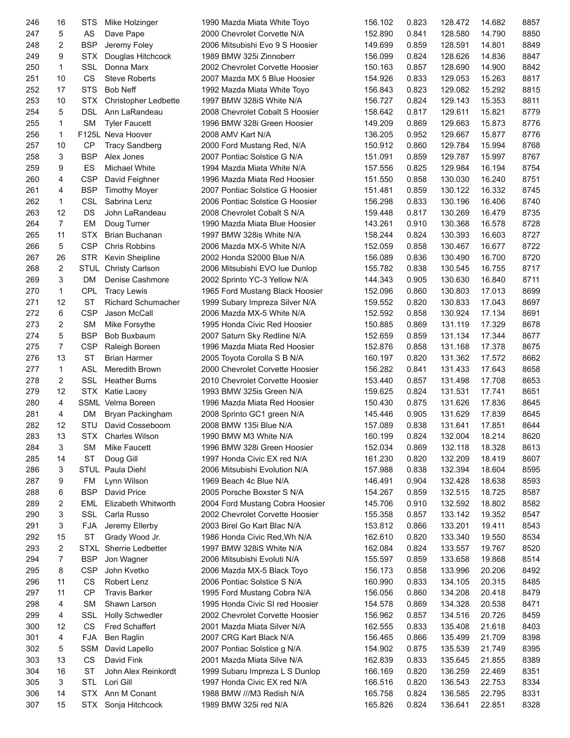| | | | | | | | | | |
|---|---|---|---|---|---|---|---|---|---|
| 246 | 16 | STS | Mike Holzinger | 1990 Mazda Miata White Toyo | 156.102 | 0.823 | 128.472 | 14.682 | 8857 |
| 247 | 5 | AS | Dave Pape | 2000 Chevrolet Corvette N/A | 152.890 | 0.841 | 128.580 | 14.790 | 8850 |
| 248 | 2 | BSP | Jeremy Foley | 2006 Mitsubishi Evo 9 S Hoosier | 149.699 | 0.859 | 128.591 | 14.801 | 8849 |
| 249 | 9 | STX | Douglas Hitchcock | 1989 BMW 325i Zinnoberr | 156.099 | 0.824 | 128.626 | 14.836 | 8847 |
| 250 | 1 | SSL | Donna Marx | 2002 Chevrolet Corvette Hoosier | 150.163 | 0.857 | 128.690 | 14.900 | 8842 |
| 251 | 10 | CS | Steve Roberts | 2007 Mazda MX 5 Blue Hoosier | 154.926 | 0.833 | 129.053 | 15.263 | 8817 |
| 252 | 17 | STS | Bob Neff | 1992 Mazda Miata White Toyo | 156.843 | 0.823 | 129.082 | 15.292 | 8815 |
| 253 | 10 | STX | Christopher Ledbette | 1997 BMW 328iS White N/A | 156.727 | 0.824 | 129.143 | 15.353 | 8811 |
| 254 | 5 | DSL | Ann LaRandeau | 2008 Chevrolet Cobalt S Hoosier | 158.642 | 0.817 | 129.611 | 15.821 | 8779 |
| 255 | 1 | SM | Tyler Faucett | 1996 BMW 328i Green Hoosier | 149.209 | 0.869 | 129.663 | 15.873 | 8776 |
| 256 | 1 | F125L | Neva Hoover | 2008 AMV Kart N/A | 136.205 | 0.952 | 129.667 | 15.877 | 8776 |
| 257 | 10 | CP | Tracy Sandberg | 2000 Ford Mustang Red, N/A | 150.912 | 0.860 | 129.784 | 15.994 | 8768 |
| 258 | 3 | BSP | Alex Jones | 2007 Pontiac Solstice G N/A | 151.091 | 0.859 | 129.787 | 15.997 | 8767 |
| 259 | 9 | ES | Michael White | 1994 Mazda Miata White N/A | 157.556 | 0.825 | 129.984 | 16.194 | 8754 |
| 260 | 4 | CSP | David Feighner | 1996 Mazda Miata Red Hoosier | 151.550 | 0.858 | 130.030 | 16.240 | 8751 |
| 261 | 4 | BSP | Timothy Moyer | 2007 Pontiac Solstice G Hoosier | 151.481 | 0.859 | 130.122 | 16.332 | 8745 |
| 262 | 1 | CSL | Sabrina Lenz | 2006 Pontiac Solstice G Hoosier | 156.298 | 0.833 | 130.196 | 16.406 | 8740 |
| 263 | 12 | DS | John LaRandeau | 2008 Chevrolet Cobalt S N/A | 159.448 | 0.817 | 130.269 | 16.479 | 8735 |
| 264 | 7 | EM | Doug Turner | 1990 Mazda Miata Blue Hoosier | 143.261 | 0.910 | 130.368 | 16.578 | 8728 |
| 265 | 11 | STX | Brian Buchanan | 1997 BMW 328is White N/A | 158.244 | 0.824 | 130.393 | 16.603 | 8727 |
| 266 | 5 | CSP | Chris Robbins | 2006 Mazda MX-5 White N/A | 152.059 | 0.858 | 130.467 | 16.677 | 8722 |
| 267 | 26 | STR | Kevin Sheipline | 2002 Honda S2000 Blue N/A | 156.089 | 0.836 | 130.490 | 16.700 | 8720 |
| 268 | 2 | STUL | Christy Carlson | 2006 Mitsubishi EVO lue Dunlop | 155.782 | 0.838 | 130.545 | 16.755 | 8717 |
| 269 | 3 | DM | Denise Cashmore | 2002 Sprinto YC-3 Yellow N/A | 144.343 | 0.905 | 130.630 | 16.840 | 8711 |
| 270 | 1 | CPL | Tracy Lewis | 1965 Ford Mustang Black Hoosier | 152.096 | 0.860 | 130.803 | 17.013 | 8699 |
| 271 | 12 | ST | Richard Schumacher | 1999 Subary Impreza Silver N/A | 159.552 | 0.820 | 130.833 | 17.043 | 8697 |
| 272 | 6 | CSP | Jason McCall | 2006 Mazda MX-5 White N/A | 152.592 | 0.858 | 130.924 | 17.134 | 8691 |
| 273 | 2 | SM | Mike Forsythe | 1995 Honda Civic Red Hoosier | 150.885 | 0.869 | 131.119 | 17.329 | 8678 |
| 274 | 5 | BSP | Bob Buxbaum | 2007 Saturn Sky Redline N/A | 152.659 | 0.859 | 131.134 | 17.344 | 8677 |
| 275 | 7 | CSP | Raleigh Boreen | 1996 Mazda Miata Red Hoosier | 152.876 | 0.858 | 131.168 | 17.378 | 8675 |
| 276 | 13 | ST | Brian Harmer | 2005 Toyota Corolla S B N/A | 160.197 | 0.820 | 131.362 | 17.572 | 8662 |
| 277 | 1 | ASL | Meredith Brown | 2000 Chevrolet Corvette Hoosier | 156.282 | 0.841 | 131.433 | 17.643 | 8658 |
| 278 | 2 | SSL | Heather Burns | 2010 Chevrolet Corvette Hoosier | 153.440 | 0.857 | 131.498 | 17.708 | 8653 |
| 279 | 12 | STX | Katie Lacey | 1993 BMW 325is Green N/A | 159.625 | 0.824 | 131.531 | 17.741 | 8651 |
| 280 | 4 | SSML | Velma Boreen | 1996 Mazda Miata Red Hoosier | 150.430 | 0.875 | 131.626 | 17.836 | 8645 |
| 281 | 4 | DM | Bryan Packingham | 2008 Sprinto GC1 green N/A | 145.446 | 0.905 | 131.629 | 17.839 | 8645 |
| 282 | 12 | STU | David Cosseboom | 2008 BMW 135i Blue N/A | 157.089 | 0.838 | 131.641 | 17.851 | 8644 |
| 283 | 13 | STX | Charles Wilson | 1990 BMW M3 White N/A | 160.199 | 0.824 | 132.004 | 18.214 | 8620 |
| 284 | 3 | SM | Mike Faucett | 1996 BMW 328i Green Hoosier | 152.034 | 0.869 | 132.118 | 18.328 | 8613 |
| 285 | 14 | ST | Doug Gill | 1997 Honda Civic EX red N/A | 161.230 | 0.820 | 132.209 | 18.419 | 8607 |
| 286 | 3 | STUL | Paula Diehl | 2006 Mitsubishi Evolution N/A | 157.988 | 0.838 | 132.394 | 18.604 | 8595 |
| 287 | 9 | FM | Lynn Wilson | 1969 Beach 4c Blue N/A | 146.491 | 0.904 | 132.428 | 18.638 | 8593 |
| 288 | 6 | BSP | David Price | 2005 Porsche Boxster S N/A | 154.267 | 0.859 | 132.515 | 18.725 | 8587 |
| 289 | 2 | EML | Elizabeth Whitworth | 2004 Ford Mustang Cobra Hoosier | 145.706 | 0.910 | 132.592 | 18.802 | 8582 |
| 290 | 3 | SSL | Carla Russo | 2002 Chevrolet Corvette Hoosier | 155.358 | 0.857 | 133.142 | 19.352 | 8547 |
| 291 | 3 | FJA | Jeremy Ellerby | 2003 Birel Go Kart Blac N/A | 153.812 | 0.866 | 133.201 | 19.411 | 8543 |
| 292 | 15 | ST | Grady Wood Jr. | 1986 Honda Civic Red,Wh N/A | 162.610 | 0.820 | 133.340 | 19.550 | 8534 |
| 293 | 2 | STXL | Sherrie Ledbetter | 1997 BMW 328iS White N/A | 162.084 | 0.824 | 133.557 | 19.767 | 8520 |
| 294 | 7 | BSP | Jon Wagner | 2006 Mitsubishi Evoluti N/A | 155.597 | 0.859 | 133.658 | 19.868 | 8514 |
| 295 | 8 | CSP | John Kvetko | 2006 Mazda MX-5 Black Toyo | 156.173 | 0.858 | 133.996 | 20.206 | 8492 |
| 296 | 11 | CS | Robert Lenz | 2006 Pontiac Solstice S N/A | 160.990 | 0.833 | 134.105 | 20.315 | 8485 |
| 297 | 11 | CP | Travis Barker | 1995 Ford Mustang Cobra N/A | 156.056 | 0.860 | 134.208 | 20.418 | 8479 |
| 298 | 4 | SM | Shawn Larson | 1995 Honda Civic SI red Hoosier | 154.578 | 0.869 | 134.328 | 20.538 | 8471 |
| 299 | 4 | SSL | Holly Schwedler | 2002 Chevrolet Corvette Hoosier | 156.962 | 0.857 | 134.516 | 20.726 | 8459 |
| 300 | 12 | CS | Fred Schaffert | 2001 Mazda Miata Silver N/A | 162.555 | 0.833 | 135.408 | 21.618 | 8403 |
| 301 | 4 | FJA | Ben Raglin | 2007 CRG Kart Black N/A | 156.465 | 0.866 | 135.499 | 21.709 | 8398 |
| 302 | 5 | SSM | David Lapello | 2007 Pontiac Solstice g N/A | 154.902 | 0.875 | 135.539 | 21.749 | 8395 |
| 303 | 13 | CS | David Fink | 2001 Mazda Miata Silve N/A | 162.839 | 0.833 | 135.645 | 21.855 | 8389 |
| 304 | 16 | ST | John Alex Reinkordt | 1999 Subaru Impreza L S Dunlop | 166.169 | 0.820 | 136.259 | 22.469 | 8351 |
| 305 | 3 | STL | Lori Gill | 1997 Honda Civic EX red N/A | 166.516 | 0.820 | 136.543 | 22.753 | 8334 |
| 306 | 14 | STX | Ann M Conant | 1988 BMW ///M3 Redish N/A | 165.758 | 0.824 | 136.585 | 22.795 | 8331 |
| 307 | 15 | STX | Sonja Hitchcock | 1989 BMW 325i red N/A | 165.826 | 0.824 | 136.641 | 22.851 | 8328 |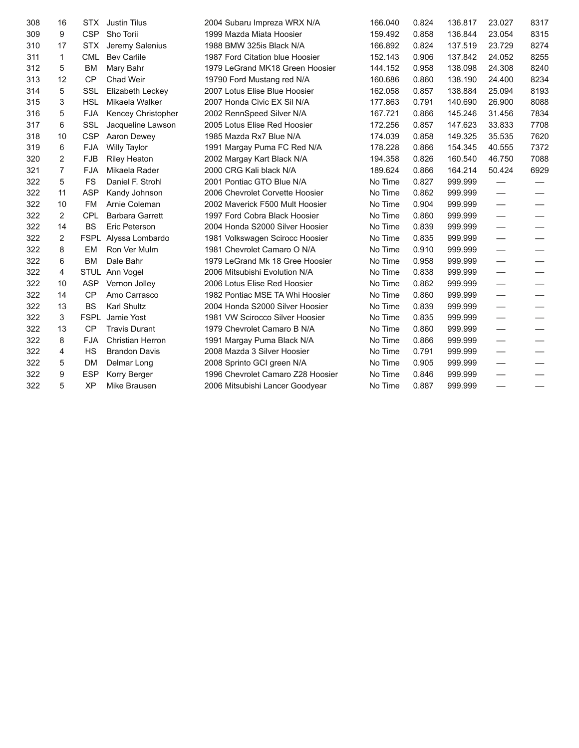| | | | | | | | | | |
|---|---|---|---|---|---|---|---|---|---|
| 308 | 16 | STX | Justin Tilus | 2004 Subaru Impreza WRX N/A | 166.040 | 0.824 | 136.817 | 23.027 | 8317 |
| 309 | 9 | CSP | Sho Torii | 1999 Mazda Miata Hoosier | 159.492 | 0.858 | 136.844 | 23.054 | 8315 |
| 310 | 17 | STX | Jeremy Salenius | 1988 BMW 325is Black N/A | 166.892 | 0.824 | 137.519 | 23.729 | 8274 |
| 311 | 1 | CML | Bev Carlile | 1987 Ford Citation blue Hoosier | 152.143 | 0.906 | 137.842 | 24.052 | 8255 |
| 312 | 5 | BM | Mary Bahr | 1979 LeGrand MK18 Green Hoosier | 144.152 | 0.958 | 138.098 | 24.308 | 8240 |
| 313 | 12 | CP | Chad Weir | 19790 Ford Mustang red N/A | 160.686 | 0.860 | 138.190 | 24.400 | 8234 |
| 314 | 5 | SSL | Elizabeth Leckey | 2007 Lotus Elise Blue Hoosier | 162.058 | 0.857 | 138.884 | 25.094 | 8193 |
| 315 | 3 | HSL | Mikaela Walker | 2007 Honda Civic EX Sil N/A | 177.863 | 0.791 | 140.690 | 26.900 | 8088 |
| 316 | 5 | FJA | Kencey Christopher | 2002 RennSpeed Silver N/A | 167.721 | 0.866 | 145.246 | 31.456 | 7834 |
| 317 | 6 | SSL | Jacqueline Lawson | 2005 Lotus Elise Red Hoosier | 172.256 | 0.857 | 147.623 | 33.833 | 7708 |
| 318 | 10 | CSP | Aaron Dewey | 1985 Mazda Rx7 Blue N/A | 174.039 | 0.858 | 149.325 | 35.535 | 7620 |
| 319 | 6 | FJA | Willy Taylor | 1991 Margay Puma FC Red N/A | 178.228 | 0.866 | 154.345 | 40.555 | 7372 |
| 320 | 2 | FJB | Riley Heaton | 2002 Margay Kart Black N/A | 194.358 | 0.826 | 160.540 | 46.750 | 7088 |
| 321 | 7 | FJA | Mikaela Rader | 2000 CRG Kali black N/A | 189.624 | 0.866 | 164.214 | 50.424 | 6929 |
| 322 | 5 | FS | Daniel F. Strohl | 2001 Pontiac GTO Blue N/A | No Time | 0.827 | 999.999 | — | — |
| 322 | 11 | ASP | Kandy Johnson | 2006 Chevrolet Corvette Hoosier | No Time | 0.862 | 999.999 | — | — |
| 322 | 10 | FM | Arnie Coleman | 2002 Maverick F500 Mult Hoosier | No Time | 0.904 | 999.999 | — | — |
| 322 | 2 | CPL | Barbara Garrett | 1997 Ford Cobra Black Hoosier | No Time | 0.860 | 999.999 | — | — |
| 322 | 14 | BS | Eric Peterson | 2004 Honda S2000 Silver Hoosier | No Time | 0.839 | 999.999 | — | — |
| 322 | 2 | FSPL | Alyssa Lombardo | 1981 Volkswagen Scirocc Hoosier | No Time | 0.835 | 999.999 | — | — |
| 322 | 8 | EM | Ron Ver Mulm | 1981 Chevrolet Camaro O N/A | No Time | 0.910 | 999.999 | — | — |
| 322 | 6 | BM | Dale Bahr | 1979 LeGrand Mk 18 Gree Hoosier | No Time | 0.958 | 999.999 | — | — |
| 322 | 4 | STUL | Ann Vogel | 2006 Mitsubishi Evolution N/A | No Time | 0.838 | 999.999 | — | — |
| 322 | 10 | ASP | Vernon Jolley | 2006 Lotus Elise Red Hoosier | No Time | 0.862 | 999.999 | — | — |
| 322 | 14 | CP | Amo Carrasco | 1982 Pontiac MSE TA Whi Hoosier | No Time | 0.860 | 999.999 | — | — |
| 322 | 13 | BS | Karl Shultz | 2004 Honda S2000 Silver Hoosier | No Time | 0.839 | 999.999 | — | — |
| 322 | 3 | FSPL | Jamie Yost | 1981 VW Scirocco Silver Hoosier | No Time | 0.835 | 999.999 | — | — |
| 322 | 13 | CP | Travis Durant | 1979 Chevrolet Camaro B N/A | No Time | 0.860 | 999.999 | — | — |
| 322 | 8 | FJA | Christian Herron | 1991 Margay Puma Black N/A | No Time | 0.866 | 999.999 | — | — |
| 322 | 4 | HS | Brandon Davis | 2008 Mazda 3 Silver Hoosier | No Time | 0.791 | 999.999 | — | — |
| 322 | 5 | DM | Delmar Long | 2008 Sprinto GCI green N/A | No Time | 0.905 | 999.999 | — | — |
| 322 | 9 | ESP | Korry Berger | 1996 Chevrolet Camaro Z28 Hoosier | No Time | 0.846 | 999.999 | — | — |
| 322 | 5 | XP | Mike Brausen | 2006 Mitsubishi Lancer Goodyear | No Time | 0.887 | 999.999 | — | — |